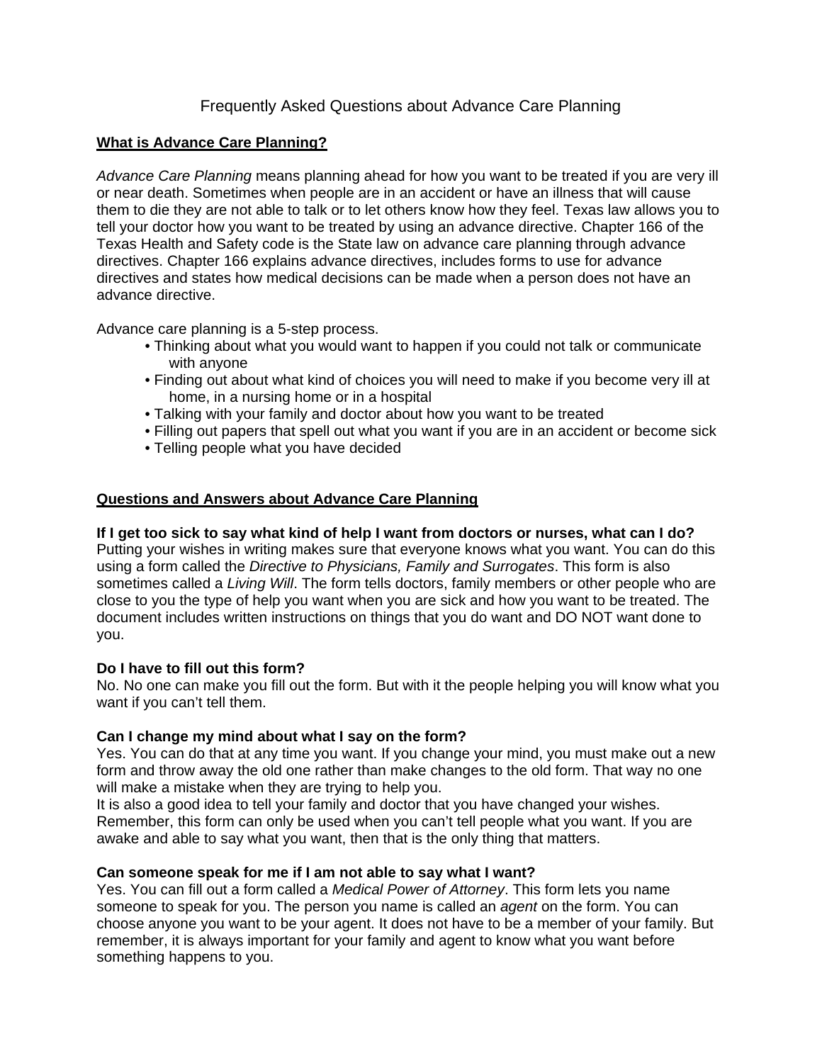# Frequently Asked Questions about Advance Care Planning

## What is Advance Care Planning?

*Advance Care Planning* means planning ahead for how you want to be treated if you are very ill or near death. Sometimes when people are in an accident or have an illness that will cause them to die they are not able to talk or to let others know how they feel. Texas law allows you to tell your doctor how you want to be treated by using an advance directive. Chapter 166 of the Texas Health and Safety code is the State law on advance care planning through advance directives. Chapter 166 explains advance directives, includes forms to use for advance directives and states how medical decisions can be made when a person does not have an advance directive.

Advance care planning is a 5-step process.

- Thinking about what you would want to happen if you could not talk or communicate with anyone
- Finding out about what kind of choices you will need to make if you become very ill at home, in a nursing home or in a hospital
- Talking with your family and doctor about how you want to be treated
- Filling out papers that spell out what you want if you are in an accident or become sick
- Telling people what you have decided

## Questions and Answers about Advance Care Planning

**If I get too sick to say what kind of help I want from doctors or nurses, what can I do?**
Putting your wishes in writing makes sure that everyone knows what you want. You can do this using a form called the *Directive to Physicians, Family and Surrogates*. This form is also sometimes called a *Living Will*. The form tells doctors, family members or other people who are close to you the type of help you want when you are sick and how you want to be treated. The document includes written instructions on things that you do want and DO NOT want done to you.

**Do I have to fill out this form?**
No. No one can make you fill out the form. But with it the people helping you will know what you want if you can't tell them.

**Can I change my mind about what I say on the form?**
Yes. You can do that at any time you want. If you change your mind, you must make out a new form and throw away the old one rather than make changes to the old form. That way no one will make a mistake when they are trying to help you.
It is also a good idea to tell your family and doctor that you have changed your wishes. Remember, this form can only be used when you can't tell people what you want. If you are awake and able to say what you want, then that is the only thing that matters.

**Can someone speak for me if I am not able to say what I want?**
Yes. You can fill out a form called a *Medical Power of Attorney*. This form lets you name someone to speak for you. The person you name is called an *agent* on the form. You can choose anyone you want to be your agent. It does not have to be a member of your family. But remember, it is always important for your family and agent to know what you want before something happens to you.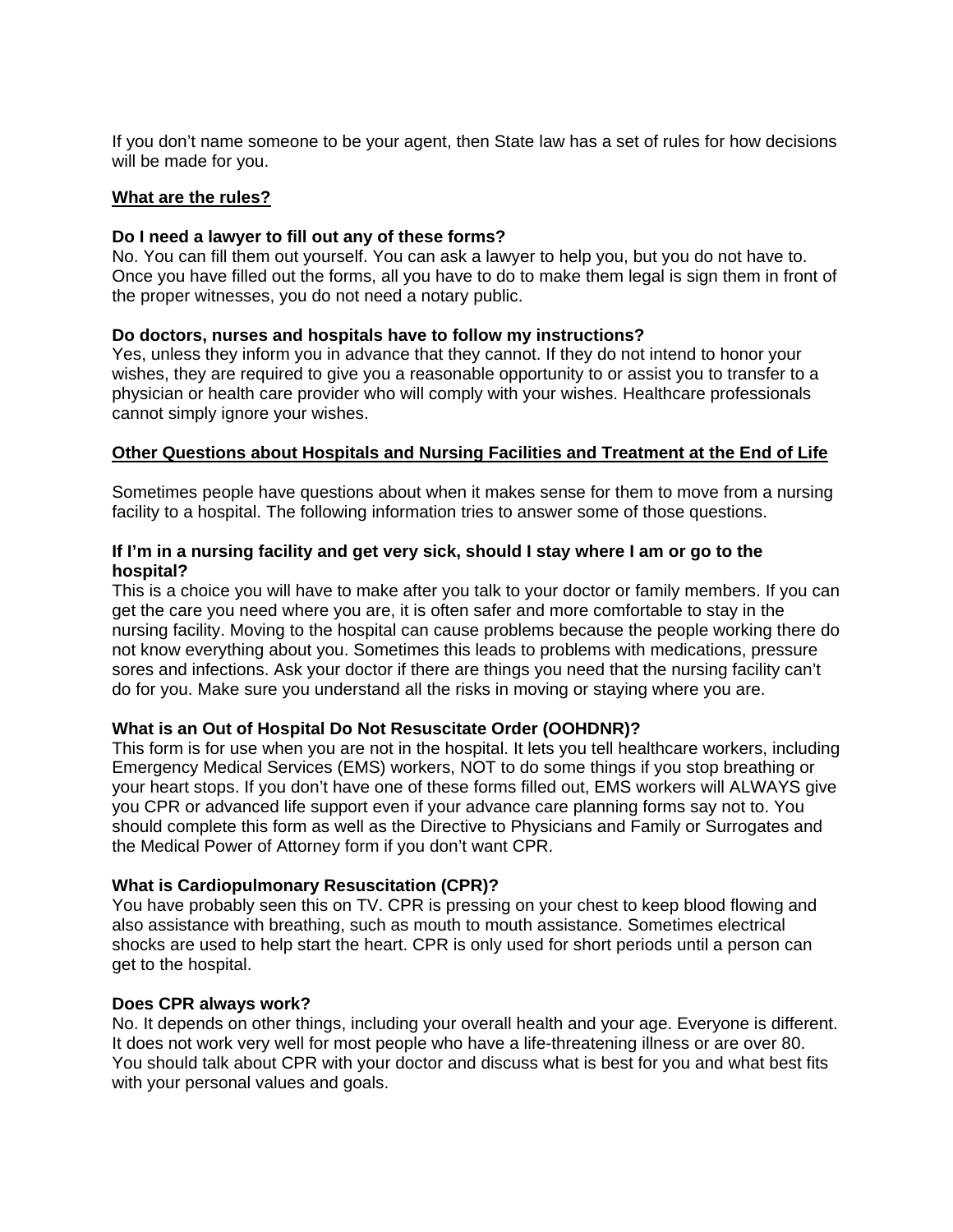If you don't name someone to be your agent, then State law has a set of rules for how decisions will be made for you.

**<u>What are the rules?</u>**

**Do I need a lawyer to fill out any of these forms?**

No. You can fill them out yourself. You can ask a lawyer to help you, but you do not have to. Once you have filled out the forms, all you have to do to make them legal is sign them in front of the proper witnesses, you do not need a notary public.

**Do doctors, nurses and hospitals have to follow my instructions?**

Yes, unless they inform you in advance that they cannot. If they do not intend to honor your wishes, they are required to give you a reasonable opportunity to or assist you to transfer to a physician or health care provider who will comply with your wishes. Healthcare professionals cannot simply ignore your wishes.

**<u>Other Questions about Hospitals and Nursing Facilities and Treatment at the End of Life</u>**

Sometimes people have questions about when it makes sense for them to move from a nursing facility to a hospital. The following information tries to answer some of those questions.

**If I'm in a nursing facility and get very sick, should I stay where I am or go to the hospital?**

This is a choice you will have to make after you talk to your doctor or family members. If you can get the care you need where you are, it is often safer and more comfortable to stay in the nursing facility. Moving to the hospital can cause problems because the people working there do not know everything about you. Sometimes this leads to problems with medications, pressure sores and infections. Ask your doctor if there are things you need that the nursing facility can't do for you. Make sure you understand all the risks in moving or staying where you are.

**What is an Out of Hospital Do Not Resuscitate Order (OOHDNR)?**

This form is for use when you are not in the hospital. It lets you tell healthcare workers, including Emergency Medical Services (EMS) workers, NOT to do some things if you stop breathing or your heart stops. If you don't have one of these forms filled out, EMS workers will ALWAYS give you CPR or advanced life support even if your advance care planning forms say not to. You should complete this form as well as the Directive to Physicians and Family or Surrogates and the Medical Power of Attorney form if you don't want CPR.

**What is Cardiopulmonary Resuscitation (CPR)?**

You have probably seen this on TV. CPR is pressing on your chest to keep blood flowing and also assistance with breathing, such as mouth to mouth assistance. Sometimes electrical shocks are used to help start the heart. CPR is only used for short periods until a person can get to the hospital.

**Does CPR always work?**

No. It depends on other things, including your overall health and your age. Everyone is different. It does not work very well for most people who have a life-threatening illness or are over 80. You should talk about CPR with your doctor and discuss what is best for you and what best fits with your personal values and goals.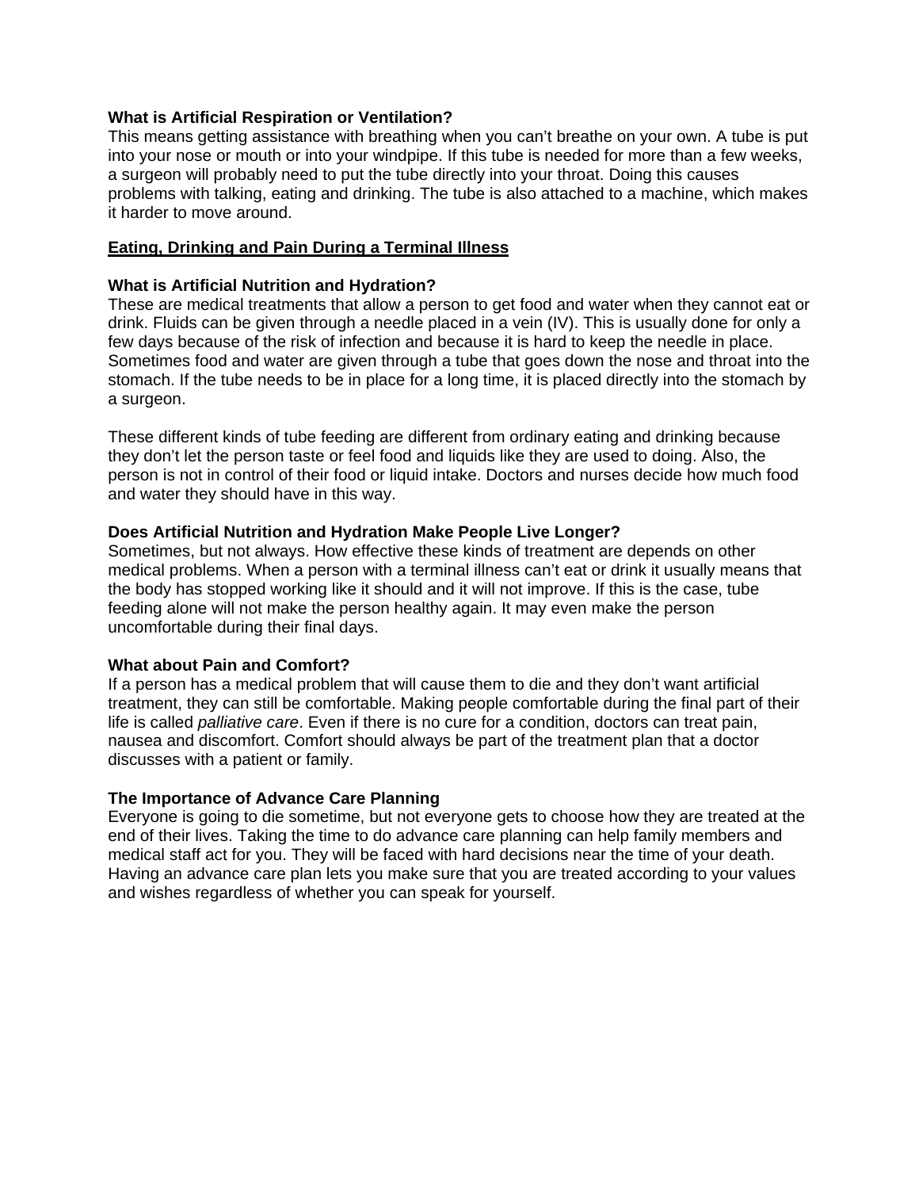**What is Artificial Respiration or Ventilation?**
This means getting assistance with breathing when you can't breathe on your own. A tube is put into your nose or mouth or into your windpipe. If this tube is needed for more than a few weeks, a surgeon will probably need to put the tube directly into your throat. Doing this causes problems with talking, eating and drinking. The tube is also attached to a machine, which makes it harder to move around.

## Eating, Drinking and Pain During a Terminal Illness

**What is Artificial Nutrition and Hydration?**
These are medical treatments that allow a person to get food and water when they cannot eat or drink. Fluids can be given through a needle placed in a vein (IV). This is usually done for only a few days because of the risk of infection and because it is hard to keep the needle in place. Sometimes food and water are given through a tube that goes down the nose and throat into the stomach. If the tube needs to be in place for a long time, it is placed directly into the stomach by a surgeon.

These different kinds of tube feeding are different from ordinary eating and drinking because they don't let the person taste or feel food and liquids like they are used to doing. Also, the person is not in control of their food or liquid intake. Doctors and nurses decide how much food and water they should have in this way.

**Does Artificial Nutrition and Hydration Make People Live Longer?**
Sometimes, but not always. How effective these kinds of treatment are depends on other medical problems. When a person with a terminal illness can't eat or drink it usually means that the body has stopped working like it should and it will not improve. If this is the case, tube feeding alone will not make the person healthy again. It may even make the person uncomfortable during their final days.

**What about Pain and Comfort?**
If a person has a medical problem that will cause them to die and they don't want artificial treatment, they can still be comfortable. Making people comfortable during the final part of their life is called *palliative care*. Even if there is no cure for a condition, doctors can treat pain, nausea and discomfort. Comfort should always be part of the treatment plan that a doctor discusses with a patient or family.

**The Importance of Advance Care Planning**
Everyone is going to die sometime, but not everyone gets to choose how they are treated at the end of their lives. Taking the time to do advance care planning can help family members and medical staff act for you. They will be faced with hard decisions near the time of your death. Having an advance care plan lets you make sure that you are treated according to your values and wishes regardless of whether you can speak for yourself.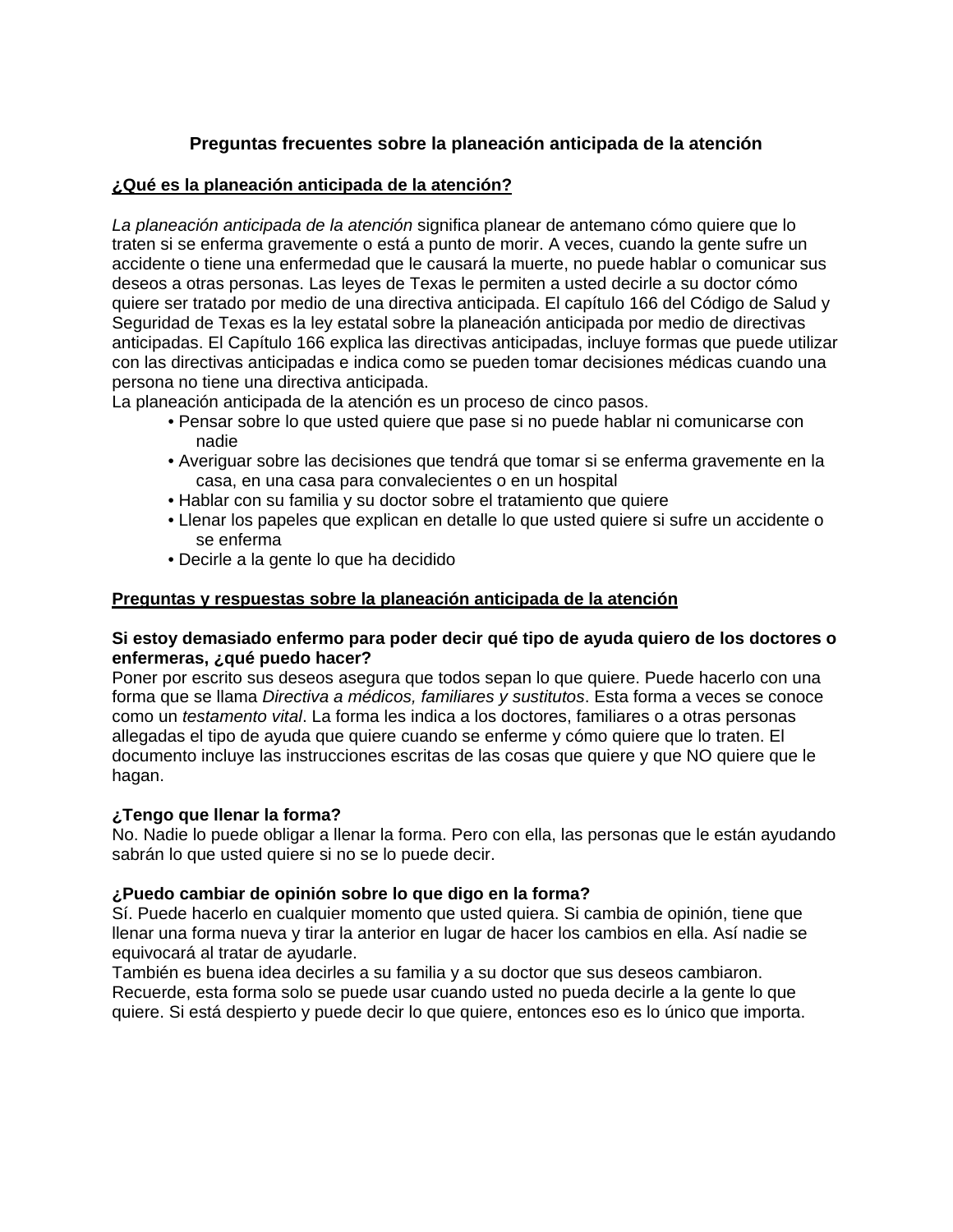# Preguntas frecuentes sobre la planeación anticipada de la atención

## ¿Qué es la planeación anticipada de la atención?

*La planeación anticipada de la atención* significa planear de antemano cómo quiere que lo traten si se enferma gravemente o está a punto de morir. A veces, cuando la gente sufre un accidente o tiene una enfermedad que le causará la muerte, no puede hablar o comunicar sus deseos a otras personas. Las leyes de Texas le permiten a usted decirle a su doctor cómo quiere ser tratado por medio de una directiva anticipada. El capítulo 166 del Código de Salud y Seguridad de Texas es la ley estatal sobre la planeación anticipada por medio de directivas anticipadas. El Capítulo 166 explica las directivas anticipadas, incluye formas que puede utilizar con las directivas anticipadas e indica como se pueden tomar decisiones médicas cuando una persona no tiene una directiva anticipada.

La planeación anticipada de la atención es un proceso de cinco pasos.

- Pensar sobre lo que usted quiere que pase si no puede hablar ni comunicarse con nadie
- Averiguar sobre las decisiones que tendrá que tomar si se enferma gravemente en la casa, en una casa para convalecientes o en un hospital
- Hablar con su familia y su doctor sobre el tratamiento que quiere
- Llenar los papeles que explican en detalle lo que usted quiere si sufre un accidente o se enferma
- Decirle a la gente lo que ha decidido

## Preguntas y respuestas sobre la planeación anticipada de la atención

**Si estoy demasiado enfermo para poder decir qué tipo de ayuda quiero de los doctores o enfermeras, ¿qué puedo hacer?**

Poner por escrito sus deseos asegura que todos sepan lo que quiere. Puede hacerlo con una forma que se llama *Directiva a médicos, familiares y sustitutos*. Esta forma a veces se conoce como un *testamento vital*. La forma les indica a los doctores, familiares o a otras personas allegadas el tipo de ayuda que quiere cuando se enferme y cómo quiere que lo traten. El documento incluye las instrucciones escritas de las cosas que quiere y que NO quiere que le hagan.

**¿Tengo que llenar la forma?**

No. Nadie lo puede obligar a llenar la forma. Pero con ella, las personas que le están ayudando sabrán lo que usted quiere si no se lo puede decir.

**¿Puedo cambiar de opinión sobre lo que digo en la forma?**

Sí. Puede hacerlo en cualquier momento que usted quiera. Si cambia de opinión, tiene que llenar una forma nueva y tirar la anterior en lugar de hacer los cambios en ella. Así nadie se equivocará al tratar de ayudarle.

También es buena idea decirles a su familia y a su doctor que sus deseos cambiaron. Recuerde, esta forma solo se puede usar cuando usted no pueda decirle a la gente lo que quiere. Si está despierto y puede decir lo que quiere, entonces eso es lo único que importa.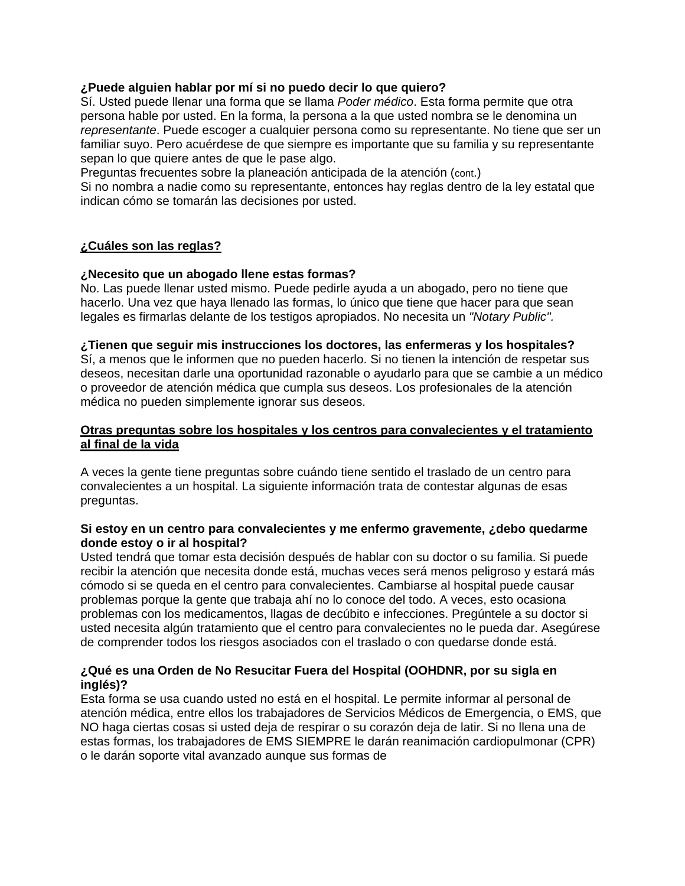**¿Puede alguien hablar por mí si no puedo decir lo que quiero?**
Sí. Usted puede llenar una forma que se llama *Poder médico*. Esta forma permite que otra persona hable por usted. En la forma, la persona a la que usted nombra se le denomina un *representante*. Puede escoger a cualquier persona como su representante. No tiene que ser un familiar suyo. Pero acuérdese de que siempre es importante que su familia y su representante sepan lo que quiere antes de que le pase algo.
Preguntas frecuentes sobre la planeación anticipada de la atención (cont.)
Si no nombra a nadie como su representante, entonces hay reglas dentro de la ley estatal que indican cómo se tomarán las decisiones por usted.

**<u>¿Cuáles son las reglas?</u>**

**¿Necesito que un abogado llene estas formas?**
No. Las puede llenar usted mismo. Puede pedirle ayuda a un abogado, pero no tiene que hacerlo. Una vez que haya llenado las formas, lo único que tiene que hacer para que sean legales es firmarlas delante de los testigos apropiados. No necesita un *"Notary Public"*.

**¿Tienen que seguir mis instrucciones los doctores, las enfermeras y los hospitales?**
Sí, a menos que le informen que no pueden hacerlo. Si no tienen la intención de respetar sus deseos, necesitan darle una oportunidad razonable o ayudarlo para que se cambie a un médico o proveedor de atención médica que cumpla sus deseos. Los profesionales de la atención médica no pueden simplemente ignorar sus deseos.

**<u>Otras preguntas sobre los hospitales y los centros para convalecientes y el tratamiento al final de la vida</u>**

A veces la gente tiene preguntas sobre cuándo tiene sentido el traslado de un centro para convalecientes a un hospital. La siguiente información trata de contestar algunas de esas preguntas.

**Si estoy en un centro para convalecientes y me enfermo gravemente, ¿debo quedarme donde estoy o ir al hospital?**
Usted tendrá que tomar esta decisión después de hablar con su doctor o su familia. Si puede recibir la atención que necesita donde está, muchas veces será menos peligroso y estará más cómodo si se queda en el centro para convalecientes. Cambiarse al hospital puede causar problemas porque la gente que trabaja ahí no lo conoce del todo. A veces, esto ocasiona problemas con los medicamentos, llagas de decúbito e infecciones. Pregúntele a su doctor si usted necesita algún tratamiento que el centro para convalecientes no le pueda dar. Asegúrese de comprender todos los riesgos asociados con el traslado o con quedarse donde está.

**¿Qué es una Orden de No Resucitar Fuera del Hospital (OOHDNR, por su sigla en inglés)?**
Esta forma se usa cuando usted no está en el hospital. Le permite informar al personal de atención médica, entre ellos los trabajadores de Servicios Médicos de Emergencia, o EMS, que NO haga ciertas cosas si usted deja de respirar o su corazón deja de latir. Si no llena una de estas formas, los trabajadores de EMS SIEMPRE le darán reanimación cardiopulmonar (CPR) o le darán soporte vital avanzado aunque sus formas de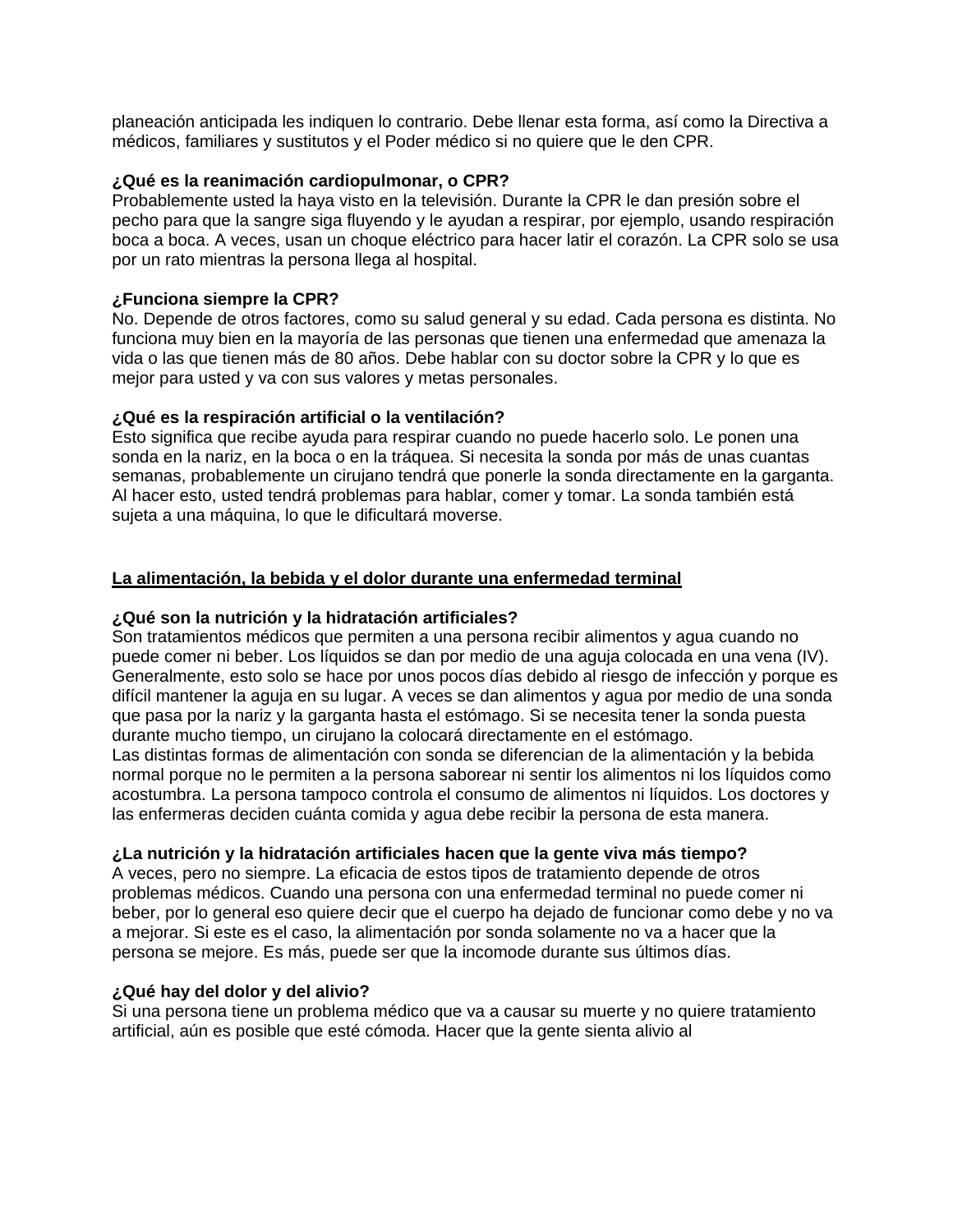planeación anticipada les indiquen lo contrario. Debe llenar esta forma, así como la Directiva a médicos, familiares y sustitutos y el Poder médico si no quiere que le den CPR.

**¿Qué es la reanimación cardiopulmonar, o CPR?**
Probablemente usted la haya visto en la televisión. Durante la CPR le dan presión sobre el pecho para que la sangre siga fluyendo y le ayudan a respirar, por ejemplo, usando respiración boca a boca. A veces, usan un choque eléctrico para hacer latir el corazón. La CPR solo se usa por un rato mientras la persona llega al hospital.

**¿Funciona siempre la CPR?**
No. Depende de otros factores, como su salud general y su edad. Cada persona es distinta. No funciona muy bien en la mayoría de las personas que tienen una enfermedad que amenaza la vida o las que tienen más de 80 años. Debe hablar con su doctor sobre la CPR y lo que es mejor para usted y va con sus valores y metas personales.

**¿Qué es la respiración artificial o la ventilación?**
Esto significa que recibe ayuda para respirar cuando no puede hacerlo solo. Le ponen una sonda en la nariz, en la boca o en la tráquea. Si necesita la sonda por más de unas cuantas semanas, probablemente un cirujano tendrá que ponerle la sonda directamente en la garganta. Al hacer esto, usted tendrá problemas para hablar, comer y tomar. La sonda también está sujeta a una máquina, lo que le dificultará moverse.

## La alimentación, la bebida y el dolor durante una enfermedad terminal

**¿Qué son la nutrición y la hidratación artificiales?**
Son tratamientos médicos que permiten a una persona recibir alimentos y agua cuando no puede comer ni beber. Los líquidos se dan por medio de una aguja colocada en una vena (IV). Generalmente, esto solo se hace por unos pocos días debido al riesgo de infección y porque es difícil mantener la aguja en su lugar. A veces se dan alimentos y agua por medio de una sonda que pasa por la nariz y la garganta hasta el estómago. Si se necesita tener la sonda puesta durante mucho tiempo, un cirujano la colocará directamente en el estómago.
Las distintas formas de alimentación con sonda se diferencian de la alimentación y la bebida normal porque no le permiten a la persona saborear ni sentir los alimentos ni los líquidos como acostumbra. La persona tampoco controla el consumo de alimentos ni líquidos. Los doctores y las enfermeras deciden cuánta comida y agua debe recibir la persona de esta manera.

**¿La nutrición y la hidratación artificiales hacen que la gente viva más tiempo?**
A veces, pero no siempre. La eficacia de estos tipos de tratamiento depende de otros problemas médicos. Cuando una persona con una enfermedad terminal no puede comer ni beber, por lo general eso quiere decir que el cuerpo ha dejado de funcionar como debe y no va a mejorar. Si este es el caso, la alimentación por sonda solamente no va a hacer que la persona se mejore. Es más, puede ser que la incomode durante sus últimos días.

**¿Qué hay del dolor y del alivio?**
Si una persona tiene un problema médico que va a causar su muerte y no quiere tratamiento artificial, aún es posible que esté cómoda. Hacer que la gente sienta alivio al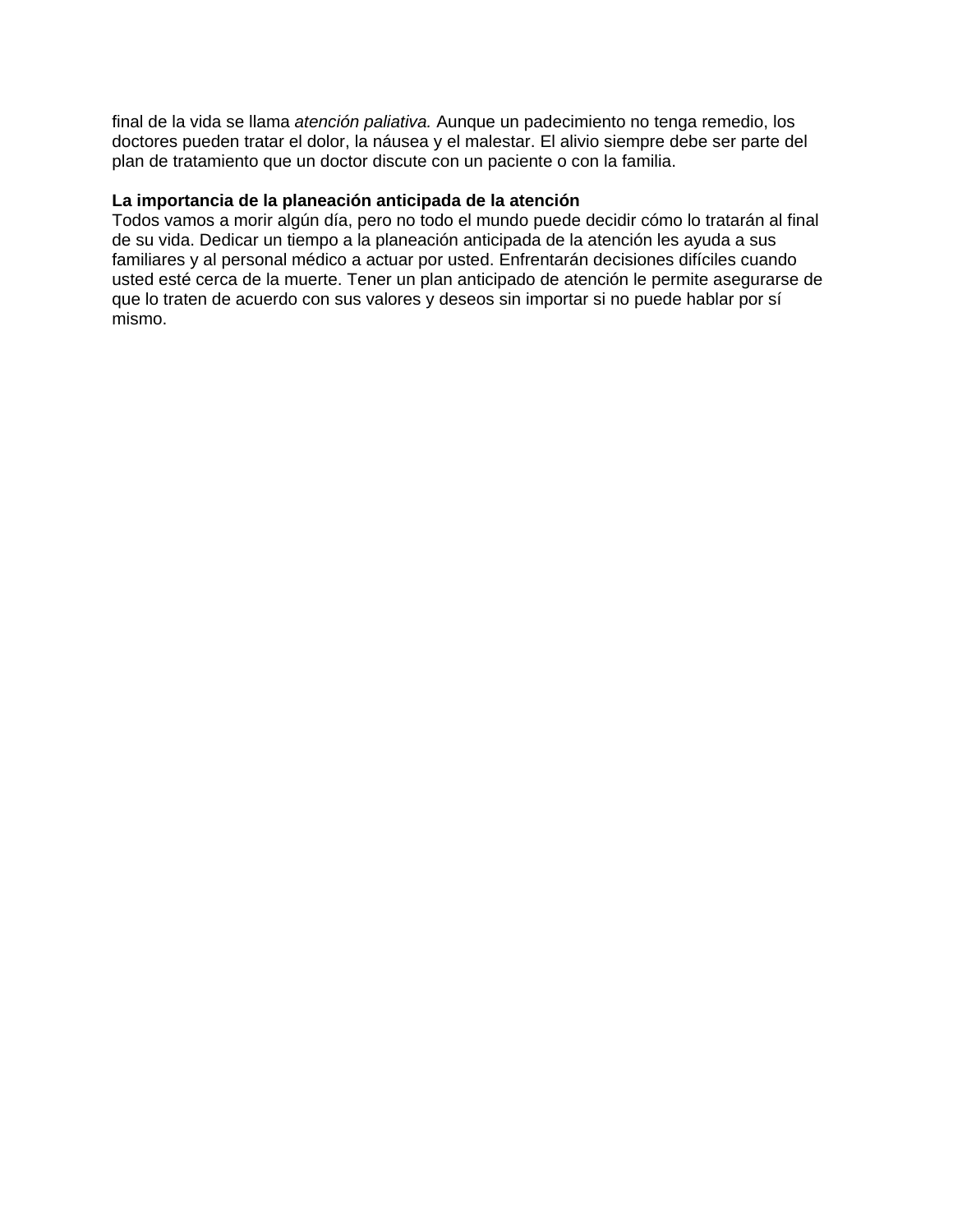final de la vida se llama *atención paliativa.* Aunque un padecimiento no tenga remedio, los doctores pueden tratar el dolor, la náusea y el malestar. El alivio siempre debe ser parte del plan de tratamiento que un doctor discute con un paciente o con la familia.

**La importancia de la planeación anticipada de la atención**

Todos vamos a morir algún día, pero no todo el mundo puede decidir cómo lo tratarán al final de su vida. Dedicar un tiempo a la planeación anticipada de la atención les ayuda a sus familiares y al personal médico a actuar por usted. Enfrentarán decisiones difíciles cuando usted esté cerca de la muerte. Tener un plan anticipado de atención le permite asegurarse de que lo traten de acuerdo con sus valores y deseos sin importar si no puede hablar por sí mismo.